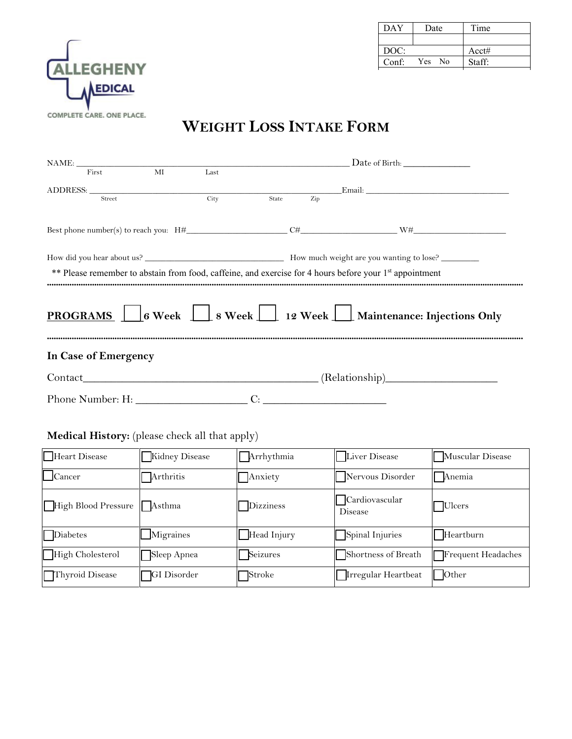| DAY | Date | Time |
|---|---|---|
| | | |
| DOC: | | Acct# |
| Conf: | Yes No | Staff: |

ALLEGHENY MEDICAL

COMPLETE CARE. ONE PLACE.

# WEIGHT LOSS INTAKE FORM

NAME: ______________________________________________ Date of Birth: ____________
First MI Last

ADDRESS: ______________________________________________ Email: ______________________________
Street City State Zip

Best phone number(s) to reach you: H#____________________ C#____________________ W#____________________

How did you hear about us? ____________________________ How much weight are you wanting to lose? ________

** Please remember to abstain from food, caffeine, and exercise for 4 hours before your 1st appointment

**PROGRAMS** ☐ 6 Week ☐ 8 Week ☐ 12 Week ☐ Maintenance: Injections Only

## In Case of Emergency

Contact________________________________________ (Relationship)__________________

Phone Number: H: __________________ C: ____________________

**Medical History:** (please check all that apply)

| | | | | |
|---|---|---|---|---|
| ☐ Heart Disease | ☐ Kidney Disease | ☐ Arrhythmia | ☐ Liver Disease | ☐ Muscular Disease |
| ☐ Cancer | ☐ Arthritis | ☐ Anxiety | ☐ Nervous Disorder | ☐ Anemia |
| ☐ High Blood Pressure | ☐ Asthma | ☐ Dizziness | ☐ Cardiovascular Disease | ☐ Ulcers |
| ☐ Diabetes | ☐ Migraines | ☐ Head Injury | ☐ Spinal Injuries | ☐ Heartburn |
| ☐ High Cholesterol | ☐ Sleep Apnea | ☐ Seizures | ☐ Shortness of Breath | ☐ Frequent Headaches |
| ☐ Thyroid Disease | ☐ GI Disorder | ☐ Stroke | ☐ Irregular Heartbeat | ☐ Other |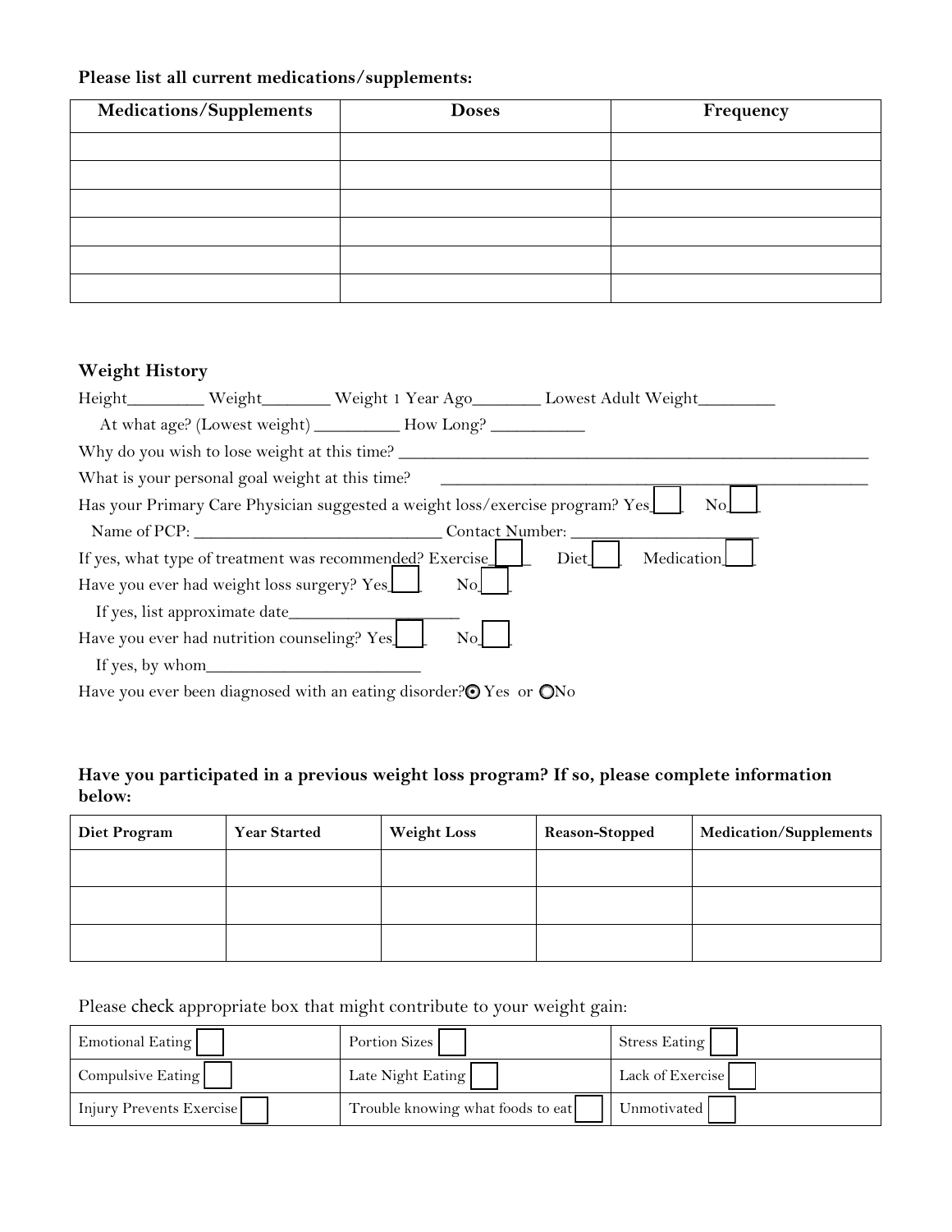**Please list all current medications/supplements:**

| Medications/Supplements | Doses | Frequency |
|---|---|---|
| | | |
| | | |
| | | |
| | | |
| | | |
| | | |

**Weight History**

Height________ Weight_______ Weight 1 Year Ago_______ Lowest Adult Weight________

At what age? (Lowest weight) _________ How Long? __________

Why do you wish to lose weight at this time? ____________________________________________________

What is your personal goal weight at this time? ____________________________________________________

Has your Primary Care Physician suggested a weight loss/exercise program? Yes ☐ No ☐

Name of PCP: ____________________________ Contact Number: ______________________

If yes, what type of treatment was recommended? Exercise ☐ Diet ☐ Medication ☐

Have you ever had weight loss surgery? Yes ☐ No ☐

If yes, list approximate date___________________

Have you ever had nutrition counseling? Yes ☐ No ☐

If yes, by whom________________________

Have you ever been diagnosed with an eating disorder? ◉ Yes or ○ No

**Have you participated in a previous weight loss program? If so, please complete information below:**

| Diet Program | Year Started | Weight Loss | Reason-Stopped | Medication/Supplements |
|---|---|---|---|---|
| | | | | |
| | | | | |
| | | | | |

Please check appropriate box that might contribute to your weight gain:

| | | |
|---|---|---|
| Emotional Eating ☐ | Portion Sizes ☐ | Stress Eating ☐ |
| Compulsive Eating ☐ | Late Night Eating ☐ | Lack of Exercise ☐ |
| Injury Prevents Exercise ☐ | Trouble knowing what foods to eat ☐ | Unmotivated ☐ |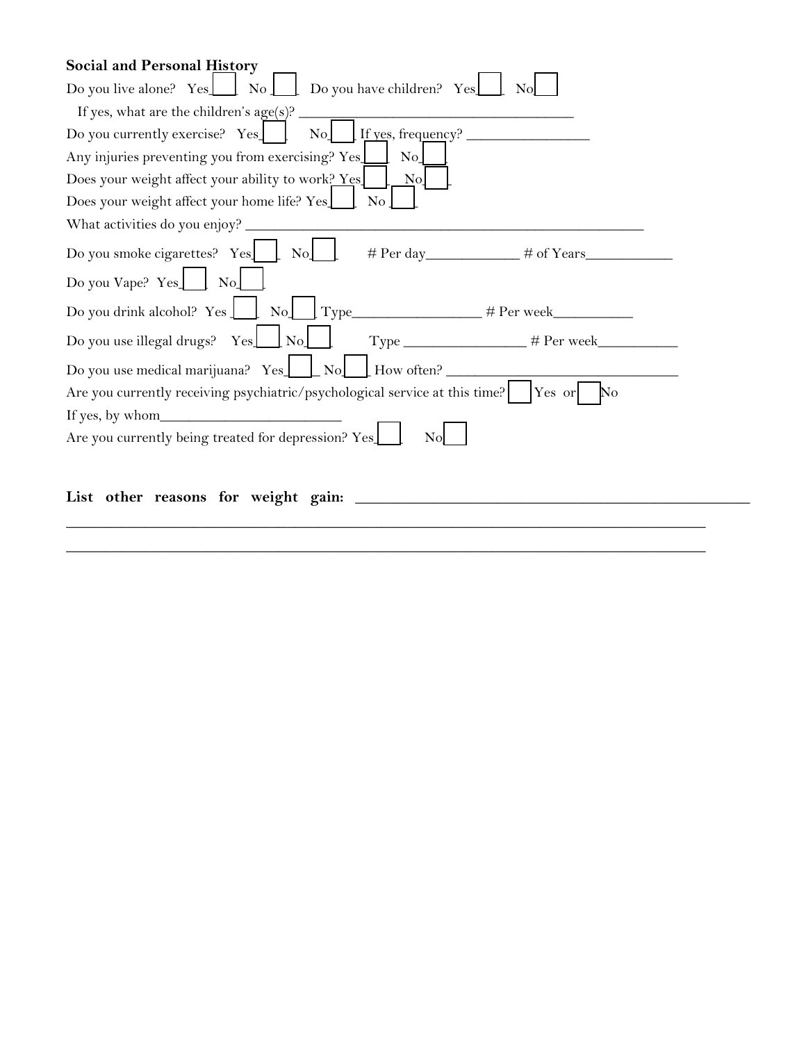**Social and Personal History**

Do you live alone? Yes ☐ No ☐ Do you have children? Yes ☐ No ☐

If yes, what are the children's age(s)? ____________________________________

Do you currently exercise? Yes ☐ No ☐ If yes, frequency? ________________

Any injuries preventing you from exercising? Yes ☐ No ☐

Does your weight affect your ability to work? Yes ☐ No ☐

Does your weight affect your home life? Yes ☐ No ☐

What activities do you enjoy? ______________________________________________________

Do you smoke cigarettes? Yes ☐ No ☐ # Per day____________ # of Years___________

Do you Vape? Yes ☐ No ☐

Do you drink alcohol? Yes ☐ No ☐ Type_________________ # Per week__________

Do you use illegal drugs? Yes ☐ No ☐ Type ________________ # Per week__________

Do you use medical marijuana? Yes ☐ No ☐ How often? _______________________________

Are you currently receiving psychiatric/psychological service at this time? ☐ Yes or ☐ No

If yes, by whom________________________

Are you currently being treated for depression? Yes ☐ No ☐

**List other reasons for weight gain:** ____________________________________________________

_______________________________________________________________________________________

_______________________________________________________________________________________